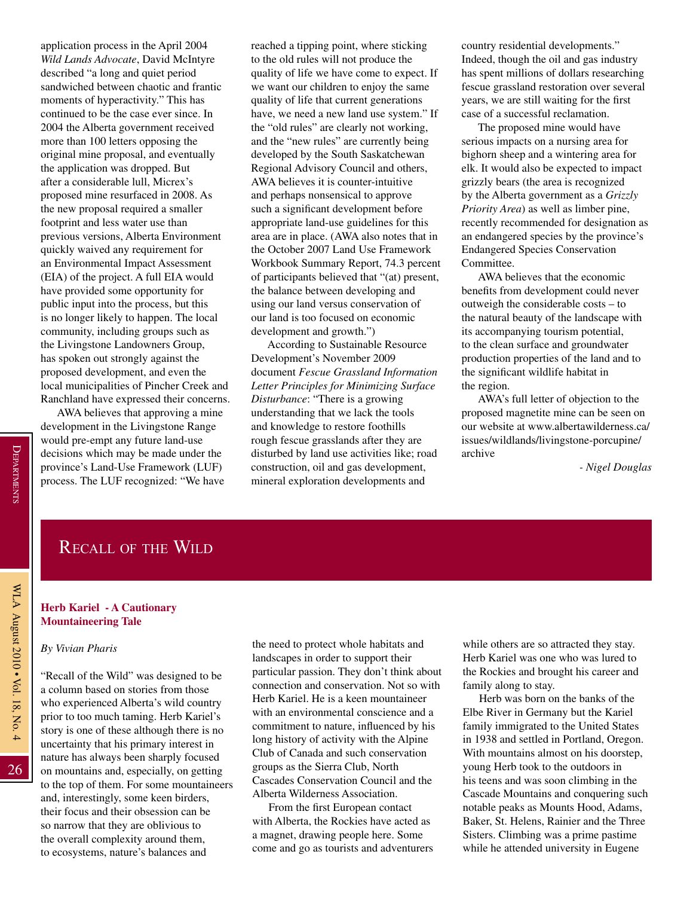application process in the April 2004 *Wild Lands Advocate*, David McIntyre described "a long and quiet period sandwiched between chaotic and frantic moments of hyperactivity." This has continued to be the case ever since. In 2004 the Alberta government received more than 100 letters opposing the original mine proposal, and eventually the application was dropped. But after a considerable lull, Micrex's proposed mine resurfaced in 2008. As the new proposal required a smaller footprint and less water use than previous versions, Alberta Environment quickly waived any requirement for an Environmental Impact Assessment (EIA) of the project. A full EIA would have provided some opportunity for public input into the process, but this is no longer likely to happen. The local community, including groups such as the Livingstone Landowners Group, has spoken out strongly against the proposed development, and even the local municipalities of Pincher Creek and Ranchland have expressed their concerns.

AWA believes that approving a mine development in the Livingstone Range would pre-empt any future land-use decisions which may be made under the province's Land-Use Framework (LUF) process. The LUF recognized: "We have reached a tipping point, where sticking to the old rules will not produce the quality of life we have come to expect. If we want our children to enjoy the same quality of life that current generations have, we need a new land use system." If the "old rules" are clearly not working, and the "new rules" are currently being developed by the South Saskatchewan Regional Advisory Council and others, AWA believes it is counter-intuitive and perhaps nonsensical to approve such a significant development before appropriate land-use guidelines for this area are in place. (AWA also notes that in the October 2007 Land Use Framework Workbook Summary Report, 74.3 percent of participants believed that "(at) present, the balance between developing and using our land versus conservation of our land is too focused on economic development and growth.")

According to Sustainable Resource Development's November 2009 document *Fescue Grassland Information Letter Principles for Minimizing Surface Disturbance*: "There is a growing understanding that we lack the tools and knowledge to restore foothills rough fescue grasslands after they are disturbed by land use activities like; road construction, oil and gas development, mineral exploration developments and country residential developments." Indeed, though the oil and gas industry has spent millions of dollars researching fescue grassland restoration over several years, we are still waiting for the first case of a successful reclamation.

The proposed mine would have serious impacts on a nursing area for bighorn sheep and a wintering area for elk. It would also be expected to impact grizzly bears (the area is recognized by the Alberta government as a *Grizzly Priority Area*) as well as limber pine, recently recommended for designation as an endangered species by the province's Endangered Species Conservation Committee.

AWA believes that the economic benefits from development could never outweigh the considerable costs – to the natural beauty of the landscape with its accompanying tourism potential, to the clean surface and groundwater production properties of the land and to the significant wildlife habitat in the region.

AWA's full letter of objection to the proposed magnetite mine can be seen on our website at www.albertawilderness.ca/issues/wildlands/livingstone-porcupine/archive

*- Nigel Douglas*

# Recall of the Wild

## Herb Kariel - A Cautionary Mountaineering Tale

*By Vivian Pharis*

"Recall of the Wild" was designed to be a column based on stories from those who experienced Alberta's wild country prior to too much taming. Herb Kariel's story is one of these although there is no uncertainty that his primary interest in nature has always been sharply focused on mountains and, especially, on getting to the top of them. For some mountaineers and, interestingly, some keen birders, their focus and their obsession can be so narrow that they are oblivious to the overall complexity around them, to ecosystems, nature's balances and the need to protect whole habitats and landscapes in order to support their particular passion. They don't think about connection and conservation. Not so with Herb Kariel. He is a keen mountaineer with an environmental conscience and a commitment to nature, influenced by his long history of activity with the Alpine Club of Canada and such conservation groups as the Sierra Club, North Cascades Conservation Council and the Alberta Wilderness Association.

From the first European contact with Alberta, the Rockies have acted as a magnet, drawing people here. Some come and go as tourists and adventurers while others are so attracted they stay. Herb Kariel was one who was lured to the Rockies and brought his career and family along to stay.

Herb was born on the banks of the Elbe River in Germany but the Kariel family immigrated to the United States in 1938 and settled in Portland, Oregon. With mountains almost on his doorstep, young Herb took to the outdoors in his teens and was soon climbing in the Cascade Mountains and conquering such notable peaks as Mounts Hood, Adams, Baker, St. Helens, Rainier and the Three Sisters. Climbing was a prime pastime while he attended university in Eugene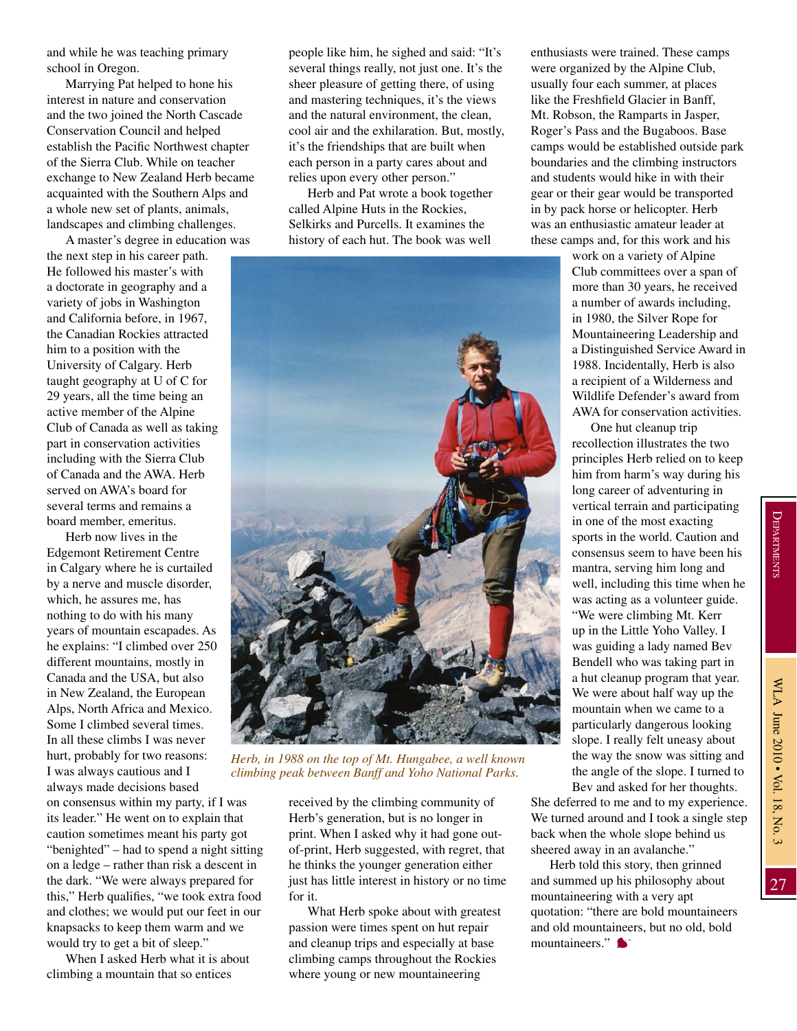and while he was teaching primary school in Oregon.

Marrying Pat helped to hone his interest in nature and conservation and the two joined the North Cascade Conservation Council and helped establish the Pacific Northwest chapter of the Sierra Club. While on teacher exchange to New Zealand Herb became acquainted with the Southern Alps and a whole new set of plants, animals, landscapes and climbing challenges.

A master's degree in education was the next step in his career path. He followed his master's with a doctorate in geography and a variety of jobs in Washington and California before, in 1967, the Canadian Rockies attracted him to a position with the University of Calgary. Herb taught geography at U of C for 29 years, all the time being an active member of the Alpine Club of Canada as well as taking part in conservation activities including with the Sierra Club of Canada and the AWA. Herb served on AWA's board for several terms and remains a board member, emeritus.

Herb now lives in the Edgemont Retirement Centre in Calgary where he is curtailed by a nerve and muscle disorder, which, he assures me, has nothing to do with his many years of mountain escapades. As he explains: "I climbed over 250 different mountains, mostly in Canada and the USA, but also in New Zealand, the European Alps, North Africa and Mexico. Some I climbed several times. In all these climbs I was never hurt, probably for two reasons: I was always cautious and I always made decisions based on consensus within my party, if I was its leader." He went on to explain that caution sometimes meant his party got "benighted" – had to spend a night sitting on a ledge – rather than risk a descent in the dark. "We were always prepared for this," Herb qualifies, "we took extra food and clothes; we would put our feet in our knapsacks to keep them warm and we would try to get a bit of sleep."

When I asked Herb what it is about climbing a mountain that so entices people like him, he sighed and said: "It's several things really, not just one. It's the sheer pleasure of getting there, of using and mastering techniques, it's the views and the natural environment, the clean, cool air and the exhilaration. But, mostly, it's the friendships that are built when each person in a party cares about and relies upon every other person."

Herb and Pat wrote a book together called Alpine Huts in the Rockies, Selkirks and Purcells. It examines the history of each hut. The book was well received by the climbing community of Herb's generation, but is no longer in print. When I asked why it had gone out-of-print, Herb suggested, with regret, that he thinks the younger generation either just has little interest in history or no time for it.

*Herb, in 1988 on the top of Mt. Hungabee, a well known climbing peak between Banff and Yoho National Parks.*

What Herb spoke about with greatest passion were times spent on hut repair and cleanup trips and especially at base climbing camps throughout the Rockies where young or new mountaineering enthusiasts were trained. These camps were organized by the Alpine Club, usually four each summer, at places like the Freshfield Glacier in Banff, Mt. Robson, the Ramparts in Jasper, Roger's Pass and the Bugaboos. Base camps would be established outside park boundaries and the climbing instructors and students would hike in with their gear or their gear would be transported in by pack horse or helicopter. Herb was an enthusiastic amateur leader at these camps and, for this work and his work on a variety of Alpine Club committees over a span of more than 30 years, he received a number of awards including, in 1980, the Silver Rope for Mountaineering Leadership and a Distinguished Service Award in 1988. Incidentally, Herb is also a recipient of a Wilderness and Wildlife Defender's award from AWA for conservation activities.

One hut cleanup trip recollection illustrates the two principles Herb relied on to keep him from harm's way during his long career of adventuring in vertical terrain and participating in one of the most exacting sports in the world. Caution and consensus seem to have been his mantra, serving him long and well, including this time when he was acting as a volunteer guide. "We were climbing Mt. Kerr up in the Little Yoho Valley. I was guiding a lady named Bev Bendell who was taking part in a hut cleanup program that year. We were about half way up the mountain when we came to a particularly dangerous looking slope. I really felt uneasy about the way the snow was sitting and the angle of the slope. I turned to Bev and asked for her thoughts. She deferred to me and to my experience. We turned around and I took a single step back when the whole slope behind us sheered away in an avalanche."

Herb told this story, then grinned and summed up his philosophy about mountaineering with a very apt quotation: "there are bold mountaineers and old mountaineers, but no old, bold mountaineers."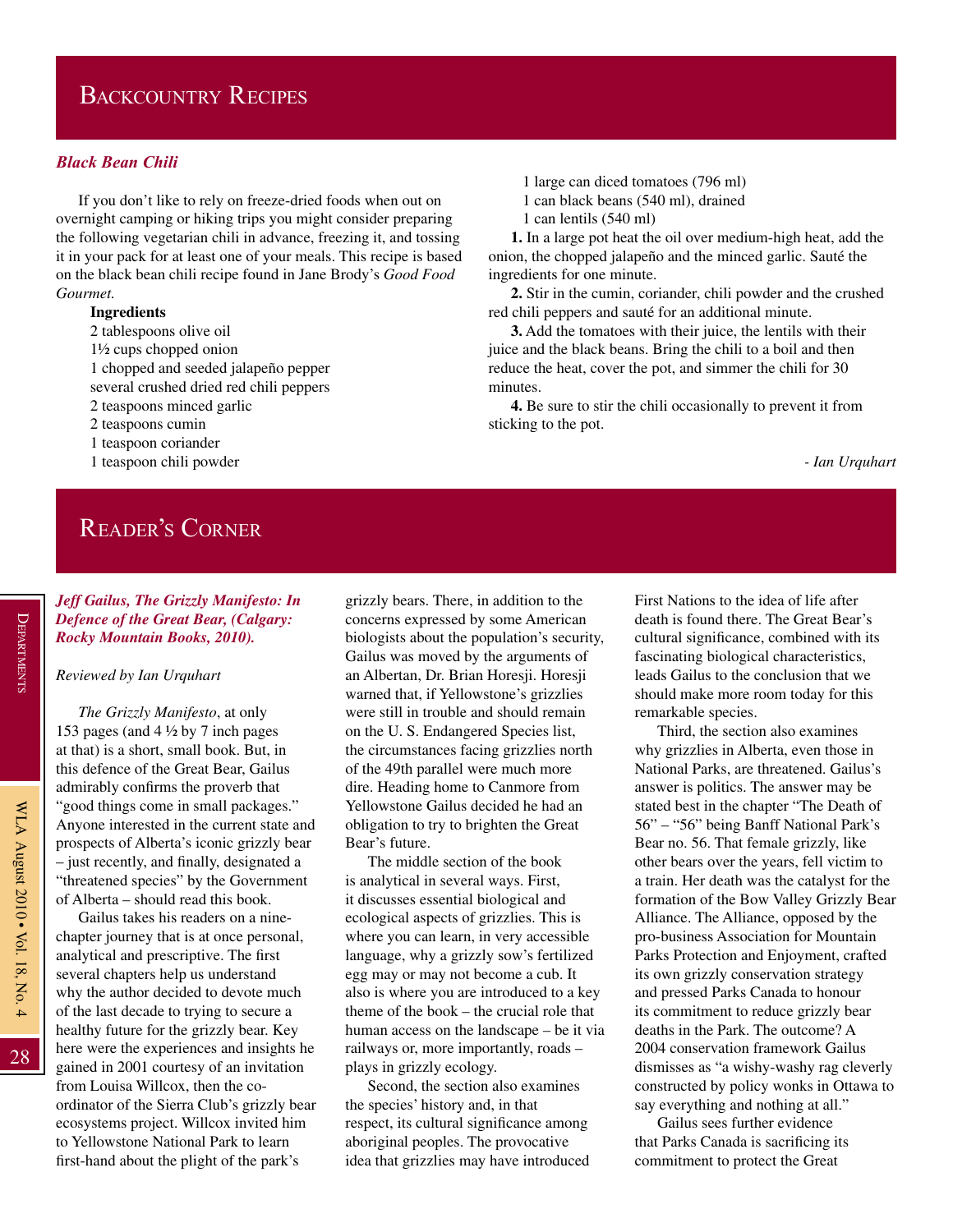# Backcountry Recipes

***Black Bean Chili***

If you don't like to rely on freeze-dried foods when out on overnight camping or hiking trips you might consider preparing the following vegetarian chili in advance, freezing it, and tossing it in your pack for at least one of your meals. This recipe is based on the black bean chili recipe found in Jane Brody's *Good Food Gourmet.*

**Ingredients**

2 tablespoons olive oil
1½ cups chopped onion
1 chopped and seeded jalapeño pepper
several crushed dried red chili peppers
2 teaspoons minced garlic
2 teaspoons cumin
1 teaspoon coriander
1 teaspoon chili powder
1 large can diced tomatoes (796 ml)
1 can black beans (540 ml), drained
1 can lentils (540 ml)

**1.** In a large pot heat the oil over medium-high heat, add the onion, the chopped jalapeño and the minced garlic. Sauté the ingredients for one minute.

**2.** Stir in the cumin, coriander, chili powder and the crushed red chili peppers and sauté for an additional minute.

**3.** Add the tomatoes with their juice, the lentils with their juice and the black beans. Bring the chili to a boil and then reduce the heat, cover the pot, and simmer the chili for 30 minutes.

**4.** Be sure to stir the chili occasionally to prevent it from sticking to the pot.

*- Ian Urquhart*

# Reader's Corner

***Jeff Gailus, The Grizzly Manifesto: In Defence of the Great Bear, (Calgary: Rocky Mountain Books, 2010).***

*Reviewed by Ian Urquhart*

*The Grizzly Manifesto*, at only 153 pages (and 4 ½ by 7 inch pages at that) is a short, small book. But, in this defence of the Great Bear, Gailus admirably confirms the proverb that "good things come in small packages." Anyone interested in the current state and prospects of Alberta's iconic grizzly bear – just recently, and finally, designated a "threatened species" by the Government of Alberta – should read this book.

Gailus takes his readers on a nine-chapter journey that is at once personal, analytical and prescriptive. The first several chapters help us understand why the author decided to devote much of the last decade to trying to secure a healthy future for the grizzly bear. Key here were the experiences and insights he gained in 2001 courtesy of an invitation from Louisa Willcox, then the co-ordinator of the Sierra Club's grizzly bear ecosystems project. Willcox invited him to Yellowstone National Park to learn first-hand about the plight of the park's grizzly bears. There, in addition to the concerns expressed by some American biologists about the population's security, Gailus was moved by the arguments of an Albertan, Dr. Brian Horesji. Horesji warned that, if Yellowstone's grizzlies were still in trouble and should remain on the U. S. Endangered Species list, the circumstances facing grizzlies north of the 49th parallel were much more dire. Heading home to Canmore from Yellowstone Gailus decided he had an obligation to try to brighten the Great Bear's future.

The middle section of the book is analytical in several ways. First, it discusses essential biological and ecological aspects of grizzlies. This is where you can learn, in very accessible language, why a grizzly sow's fertilized egg may or may not become a cub. It also is where you are introduced to a key theme of the book – the crucial role that human access on the landscape – be it via railways or, more importantly, roads – plays in grizzly ecology.

Second, the section also examines the species' history and, in that respect, its cultural significance among aboriginal peoples. The provocative idea that grizzlies may have introduced First Nations to the idea of life after death is found there. The Great Bear's cultural significance, combined with its fascinating biological characteristics, leads Gailus to the conclusion that we should make more room today for this remarkable species.

Third, the section also examines why grizzlies in Alberta, even those in National Parks, are threatened. Gailus's answer is politics. The answer may be stated best in the chapter "The Death of 56" – "56" being Banff National Park's Bear no. 56. That female grizzly, like other bears over the years, fell victim to a train. Her death was the catalyst for the formation of the Bow Valley Grizzly Bear Alliance. The Alliance, opposed by the pro-business Association for Mountain Parks Protection and Enjoyment, crafted its own grizzly conservation strategy and pressed Parks Canada to honour its commitment to reduce grizzly bear deaths in the Park. The outcome? A 2004 conservation framework Gailus dismisses as "a wishy-washy rag cleverly constructed by policy wonks in Ottawa to say everything and nothing at all."

Gailus sees further evidence that Parks Canada is sacrificing its commitment to protect the Great